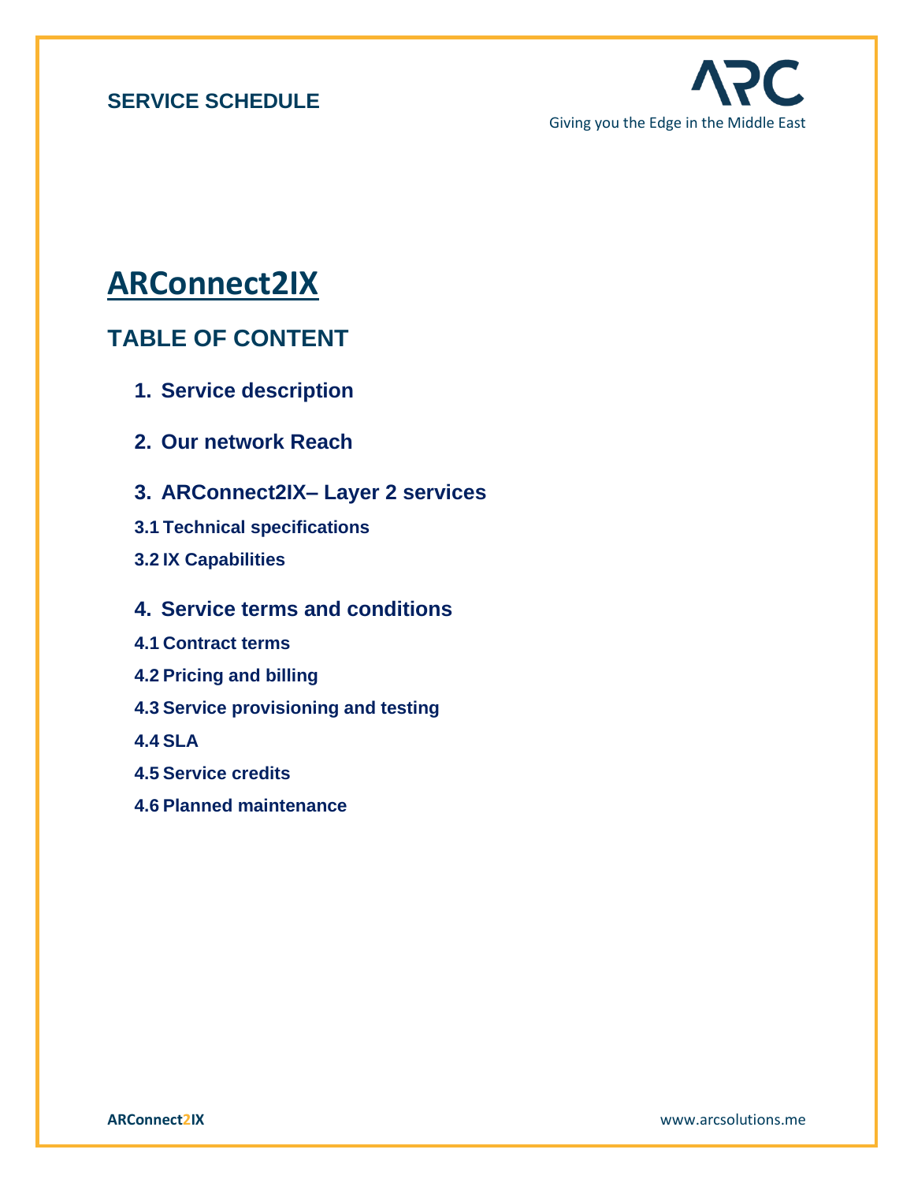**SERVICE SCHEDULE**

Giving you the Edge in the Middle East

# ARConnect2IX

## TABLE OF CONTENT

1. **Service description**
2. **Our network Reach**
3. **ARConnect2IX– Layer 2 services**

**3.1 Technical specifications**

**3.2 IX Capabilities**

4. **Service terms and conditions**

**4.1 Contract terms**

**4.2 Pricing and billing**

**4.3 Service provisioning and testing**

**4.4 SLA**

**4.5 Service credits**

**4.6 Planned maintenance**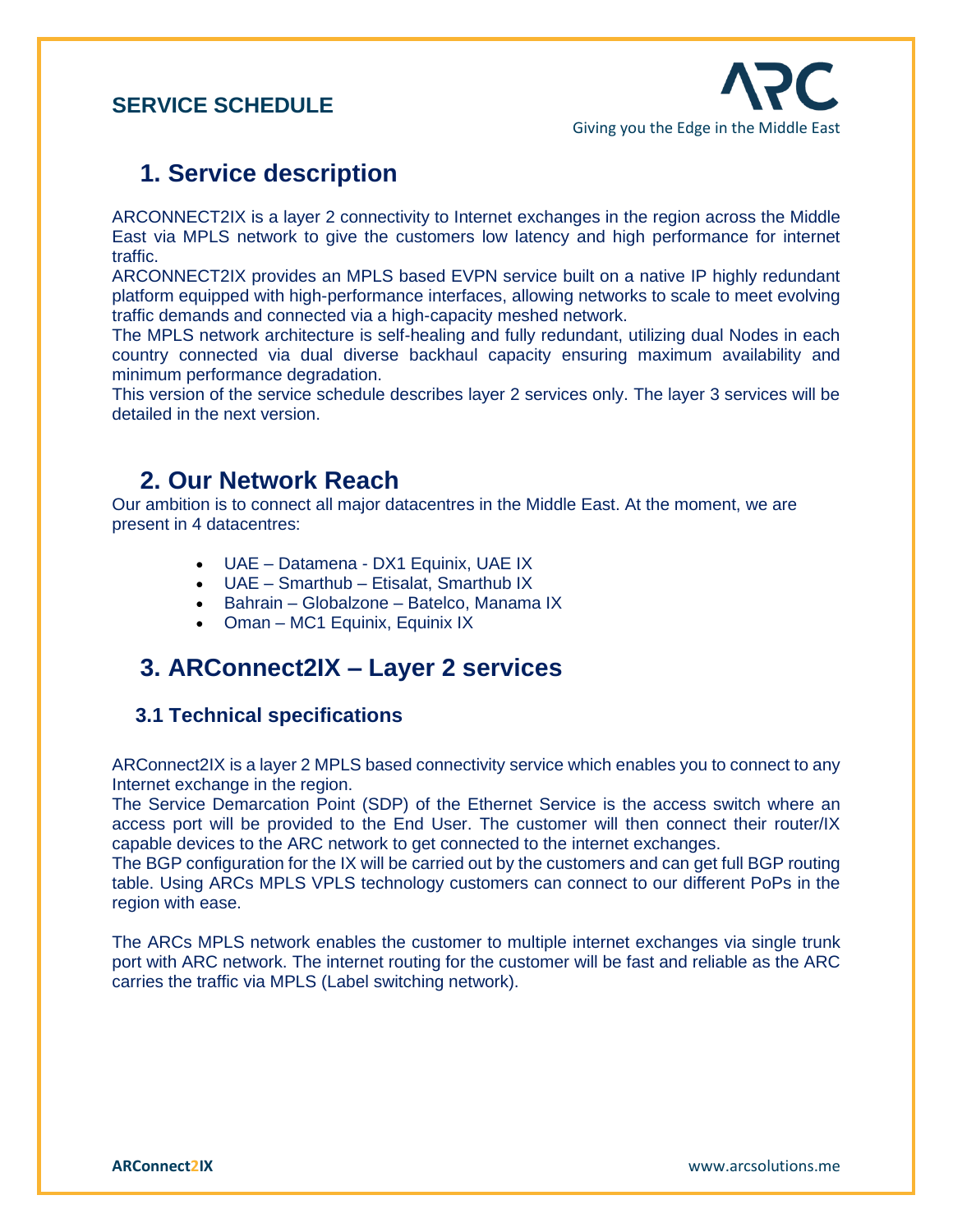## SERVICE SCHEDULE

# 1. Service description

ARCONNECT2IX is a layer 2 connectivity to Internet exchanges in the region across the Middle East via MPLS network to give the customers low latency and high performance for internet traffic.
ARCONNECT2IX provides an MPLS based EVPN service built on a native IP highly redundant platform equipped with high-performance interfaces, allowing networks to scale to meet evolving traffic demands and connected via a high-capacity meshed network.
The MPLS network architecture is self-healing and fully redundant, utilizing dual Nodes in each country connected via dual diverse backhaul capacity ensuring maximum availability and minimum performance degradation.
This version of the service schedule describes layer 2 services only. The layer 3 services will be detailed in the next version.

# 2. Our Network Reach

Our ambition is to connect all major datacentres in the Middle East. At the moment, we are present in 4 datacentres:

- UAE – Datamena - DX1 Equinix, UAE IX
- UAE – Smarthub – Etisalat, Smarthub IX
- Bahrain – Globalzone – Batelco, Manama IX
- Oman – MC1 Equinix, Equinix IX

# 3. ARConnect2IX – Layer 2 services

## 3.1 Technical specifications

ARConnect2IX is a layer 2 MPLS based connectivity service which enables you to connect to any Internet exchange in the region.
The Service Demarcation Point (SDP) of the Ethernet Service is the access switch where an access port will be provided to the End User. The customer will then connect their router/IX capable devices to the ARC network to get connected to the internet exchanges.
The BGP configuration for the IX will be carried out by the customers and can get full BGP routing table. Using ARCs MPLS VPLS technology customers can connect to our different PoPs in the region with ease.

The ARCs MPLS network enables the customer to multiple internet exchanges via single trunk port with ARC network. The internet routing for the customer will be fast and reliable as the ARC carries the traffic via MPLS (Label switching network).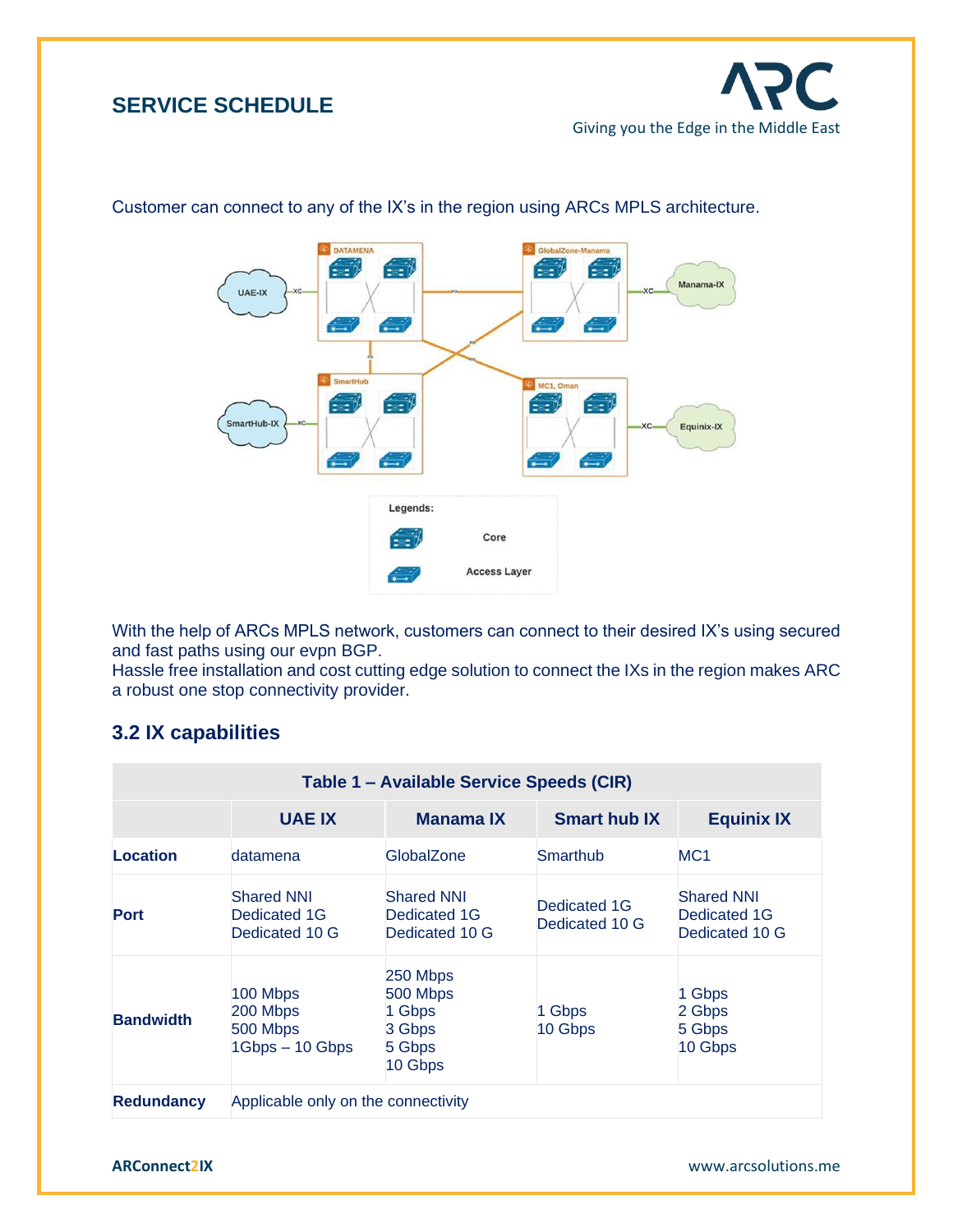Customer can connect to any of the IX's in the region using ARCs MPLS architecture.

With the help of ARCs MPLS network, customers can connect to their desired IX's using secured and fast paths using our evpn BGP.
Hassle free installation and cost cutting edge solution to connect the IXs in the region makes ARC a robust one stop connectivity provider.

## 3.2 IX capabilities

| Table 1 – Available Service Speeds (CIR) | | | | |
|---|---|---|---|---|
| | **UAE IX** | **Manama IX** | **Smart hub IX** | **Equinix IX** |
| **Location** | datamena | GlobalZone | Smarthub | MC1 |
| **Port** | Shared NNI<br>Dedicated 1G<br>Dedicated 10 G | Shared NNI<br>Dedicated 1G<br>Dedicated 10 G | Dedicated 1G<br>Dedicated 10 G | Shared NNI<br>Dedicated 1G<br>Dedicated 10 G |
| **Bandwidth** | 100 Mbps<br>200 Mbps<br>500 Mbps<br>1Gbps – 10 Gbps | 250 Mbps<br>500 Mbps<br>1 Gbps<br>3 Gbps<br>5 Gbps<br>10 Gbps | 1 Gbps<br>10 Gbps | 1 Gbps<br>2 Gbps<br>5 Gbps<br>10 Gbps |
| **Redundancy** | Applicable only on the connectivity | | | |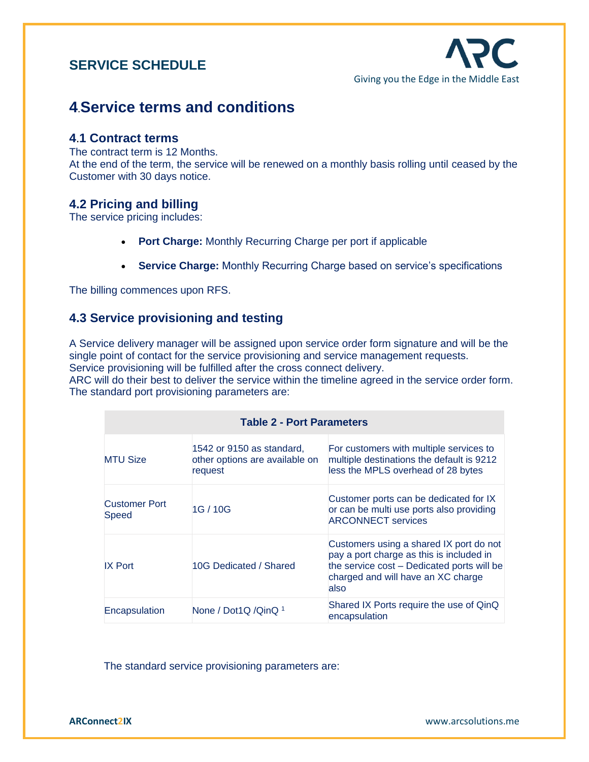# 4.Service terms and conditions

## 4.1 Contract terms

The contract term is 12 Months.
At the end of the term, the service will be renewed on a monthly basis rolling until ceased by the Customer with 30 days notice.

## 4.2 Pricing and billing

The service pricing includes:

- **Port Charge:** Monthly Recurring Charge per port if applicable
- **Service Charge:** Monthly Recurring Charge based on service's specifications

The billing commences upon RFS.

## 4.3 Service provisioning and testing

A Service delivery manager will be assigned upon service order form signature and will be the single point of contact for the service provisioning and service management requests.
Service provisioning will be fulfilled after the cross connect delivery.
ARC will do their best to deliver the service within the timeline agreed in the service order form.
The standard port provisioning parameters are:

| Table 2 - Port Parameters | | |
|---|---|---|
| MTU Size | 1542 or 9150 as standard, other options are available on request | For customers with multiple services to multiple destinations the default is 9212 less the MPLS overhead of 28 bytes |
| Customer Port Speed | 1G / 10G | Customer ports can be dedicated for IX or can be multi use ports also providing ARCONNECT services |
| IX Port | 10G Dedicated / Shared | Customers using a shared IX port do not pay a port charge as this is included in the service cost – Dedicated ports will be charged and will have an XC charge also |
| Encapsulation | None / Dot1Q /QinQ [1] | Shared IX Ports require the use of QinQ encapsulation |

The standard service provisioning parameters are: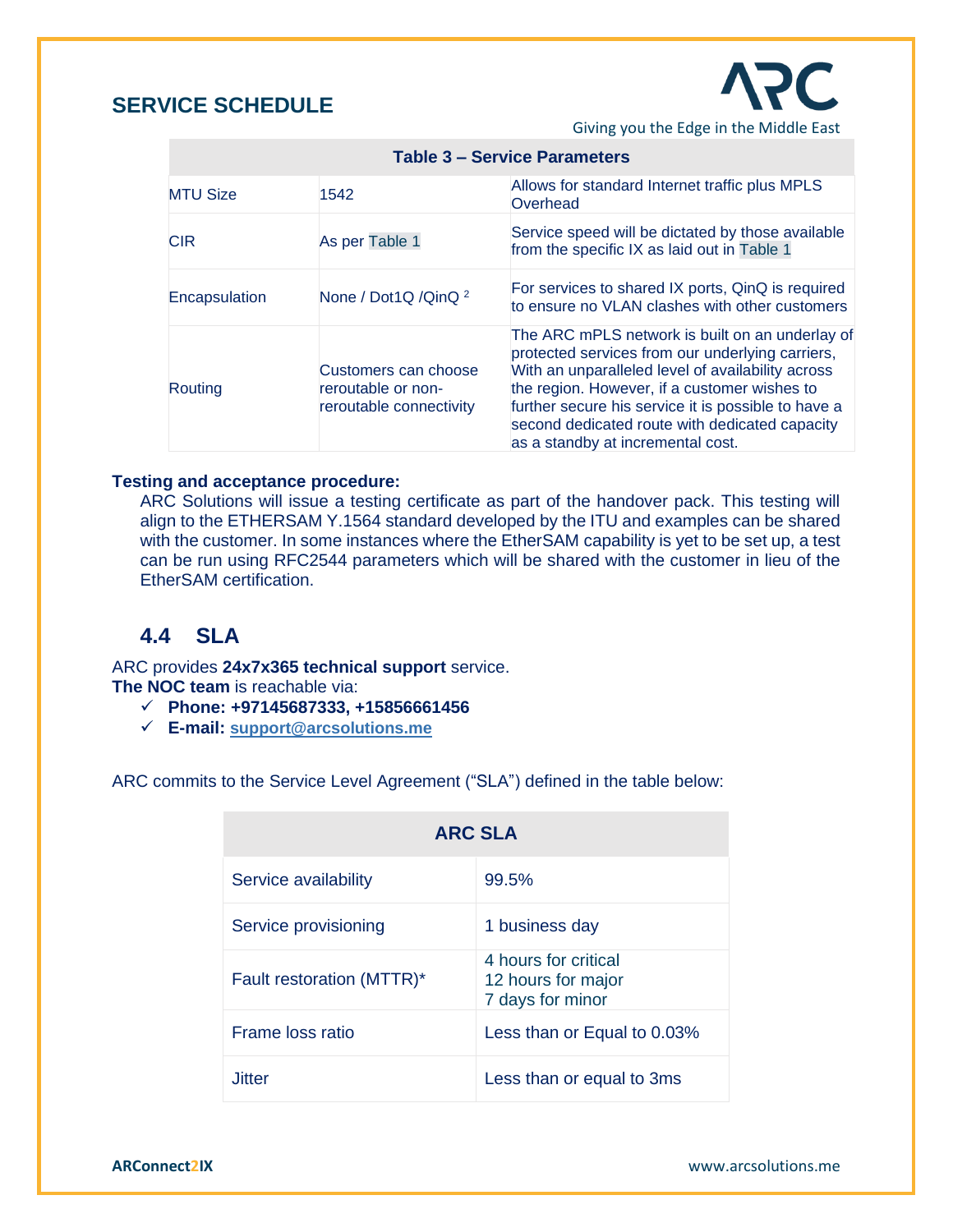| Table 3 – Service Parameters | | |
|---|---|---|
| MTU Size | 1542 | Allows for standard Internet traffic plus MPLS Overhead |
| CIR | As per Table 1 | Service speed will be dictated by those available from the specific IX as laid out in Table 1 |
| Encapsulation | None / Dot1Q /QinQ [2] | For services to shared IX ports, QinQ is required to ensure no VLAN clashes with other customers |
| Routing | Customers can choose reroutable or non-reroutable connectivity | The ARC mPLS network is built on an underlay of protected services from our underlying carriers, With an unparalleled level of availability across the region. However, if a customer wishes to further secure his service it is possible to have a second dedicated route with dedicated capacity as a standby at incremental cost. |

**Testing and acceptance procedure:**

ARC Solutions will issue a testing certificate as part of the handover pack. This testing will align to the ETHERSAM Y.1564 standard developed by the ITU and examples can be shared with the customer. In some instances where the EtherSAM capability is yet to be set up, a test can be run using RFC2544 parameters which will be shared with the customer in lieu of the EtherSAM certification.

## 4.4 SLA

ARC provides **24x7x365 technical support** service.
**The NOC team** is reachable via:

- ✓ **Phone: +97145687333, +15856661456**
- ✓ **E-mail: support@arcsolutions.me**

ARC commits to the Service Level Agreement ("SLA") defined in the table below:

| ARC SLA | |
|---|---|
| Service availability | 99.5% |
| Service provisioning | 1 business day |
| Fault restoration (MTTR)* | 4 hours for critical<br>12 hours for major<br>7 days for minor |
| Frame loss ratio | Less than or Equal to 0.03% |
| Jitter | Less than or equal to 3ms |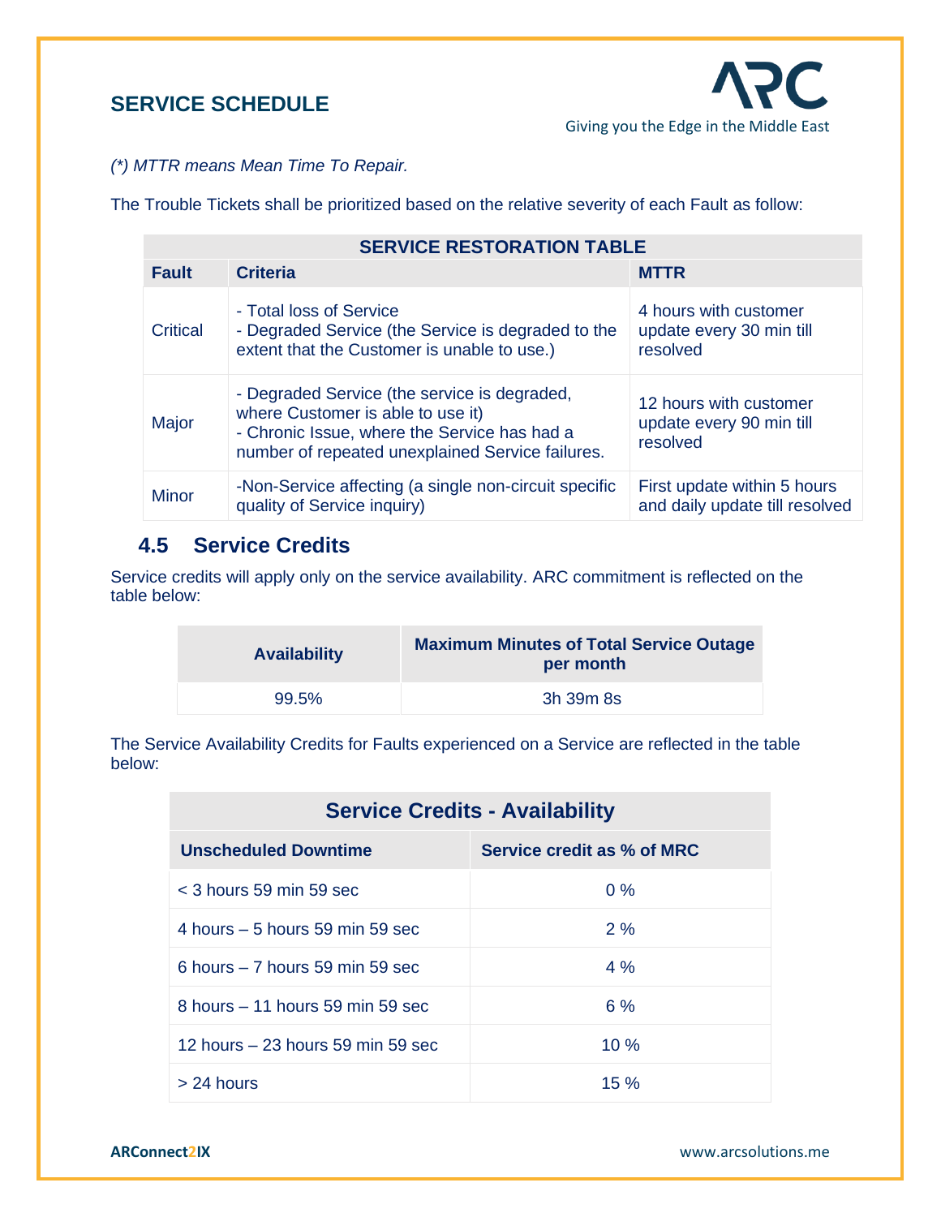## SERVICE SCHEDULE

*(\*) MTTR means Mean Time To Repair.*

The Trouble Tickets shall be prioritized based on the relative severity of each Fault as follow:

| SERVICE RESTORATION TABLE | | |
|---|---|---|
| **Fault** | **Criteria** | **MTTR** |
| Critical | - Total loss of Service<br>- Degraded Service (the Service is degraded to the extent that the Customer is unable to use.) | 4 hours with customer update every 30 min till resolved |
| Major | - Degraded Service (the service is degraded, where Customer is able to use it)<br>- Chronic Issue, where the Service has had a number of repeated unexplained Service failures. | 12 hours with customer update every 90 min till resolved |
| Minor | -Non-Service affecting (a single non-circuit specific quality of Service inquiry) | First update within 5 hours and daily update till resolved |

### 4.5 Service Credits

Service credits will apply only on the service availability. ARC commitment is reflected on the table below:

| Availability | Maximum Minutes of Total Service Outage per month |
|---|---|
| 99.5% | 3h 39m 8s |

The Service Availability Credits for Faults experienced on a Service are reflected in the table below:

| Service Credits - Availability | |
|---|---|
| **Unscheduled Downtime** | **Service credit as % of MRC** |
| < 3 hours 59 min 59 sec | 0 % |
| 4 hours – 5 hours 59 min 59 sec | 2 % |
| 6 hours – 7 hours 59 min 59 sec | 4 % |
| 8 hours – 11 hours 59 min 59 sec | 6 % |
| 12 hours – 23 hours 59 min 59 sec | 10 % |
| > 24 hours | 15 % |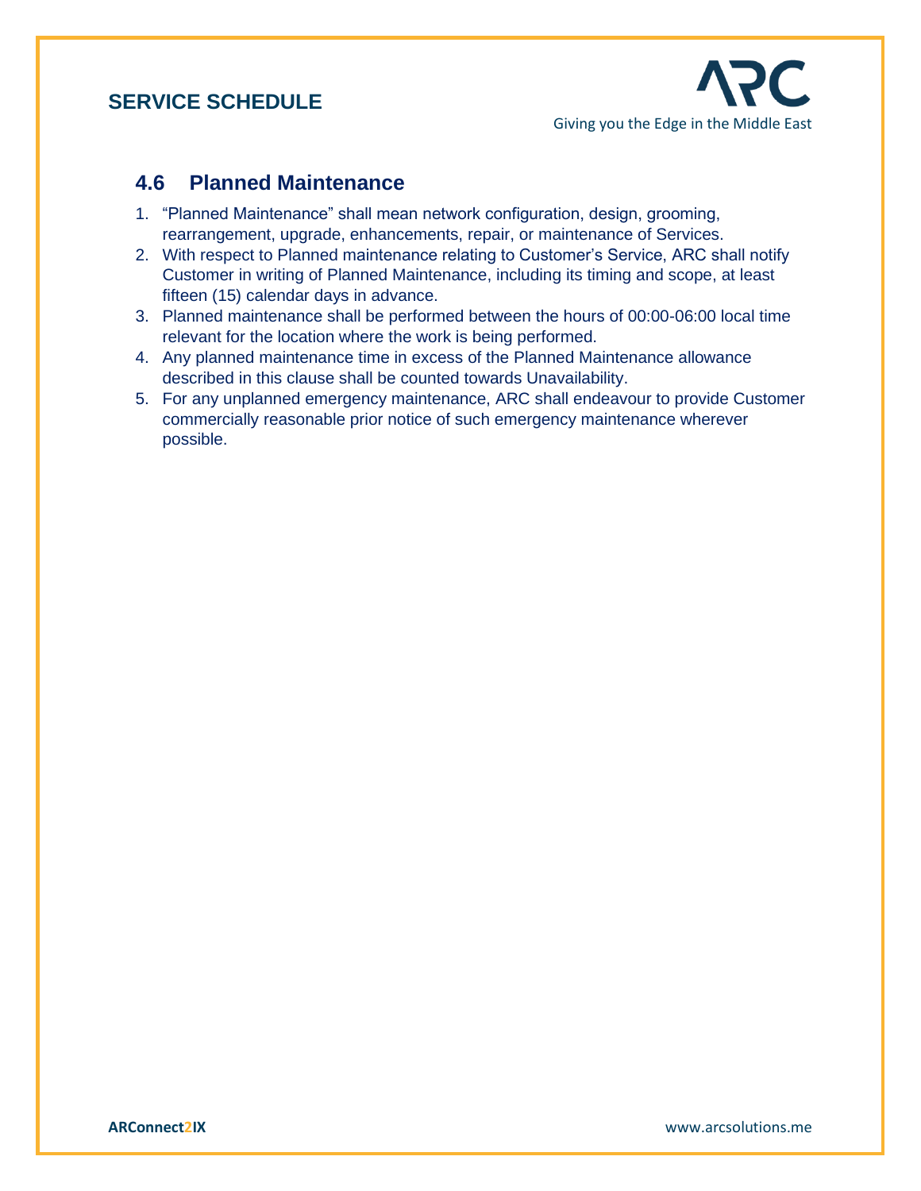## 4.6 Planned Maintenance

1. "Planned Maintenance" shall mean network configuration, design, grooming, rearrangement, upgrade, enhancements, repair, or maintenance of Services.
2. With respect to Planned maintenance relating to Customer's Service, ARC shall notify Customer in writing of Planned Maintenance, including its timing and scope, at least fifteen (15) calendar days in advance.
3. Planned maintenance shall be performed between the hours of 00:00-06:00 local time relevant for the location where the work is being performed.
4. Any planned maintenance time in excess of the Planned Maintenance allowance described in this clause shall be counted towards Unavailability.
5. For any unplanned emergency maintenance, ARC shall endeavour to provide Customer commercially reasonable prior notice of such emergency maintenance wherever possible.